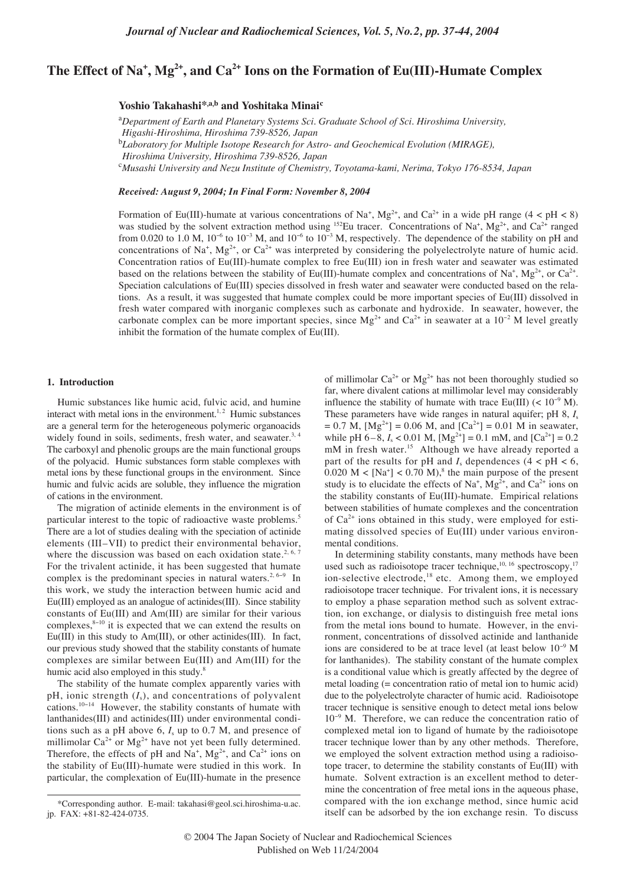# The Effect of $Na^+$, $Mg^{2+}$, and $Ca^{2+}$ Ions on the Formation of Eu(III)-Humate Complex

**Yoshio Takahashi*[a,b] and Yoshitaka Minai[c]**

[a]*Department of Earth and Planetary Systems Sci. Graduate School of Sci. Hiroshima University, Higashi-Hiroshima, Hiroshima 739-8526, Japan*

[b]*Laboratory for Multiple Isotope Research for Astro- and Geochemical Evolution (MIRAGE), Hiroshima University, Hiroshima 739-8526, Japan*

[c]*Musashi University and Nezu Institute of Chemistry, Toyotama-kami, Nerima, Tokyo 176-8534, Japan*

***Received: August 9, 2004; In Final Form: November 8, 2004***

Formation of Eu(III)-humate at various concentrations of $Na^+$, $Mg^{2+}$, and $Ca^{2+}$ in a wide pH range ($4 < pH < 8$) was studied by the solvent extraction method using $^{152}Eu$ tracer. Concentrations of $Na^+$, $Mg^{2+}$, and $Ca^{2+}$ ranged from 0.020 to 1.0 M, $10^{-6}$ to $10^{-3}$ M, and $10^{-6}$ to $10^{-3}$ M, respectively. The dependence of the stability on pH and concentrations of $Na^+$, $Mg^{2+}$, or $Ca^{2+}$ was interpreted by considering the polyelectrolyte nature of humic acid. Concentration ratios of Eu(III)-humate complex to free Eu(III) ion in fresh water and seawater was estimated based on the relations between the stability of Eu(III)-humate complex and concentrations of $Na^+$, $Mg^{2+}$, or $Ca^{2+}$. Speciation calculations of Eu(III) species dissolved in fresh water and seawater were conducted based on the relations. As a result, it was suggested that humate complex could be more important species of Eu(III) dissolved in fresh water compared with inorganic complexes such as carbonate and hydroxide. In seawater, however, the carbonate complex can be more important species, since $Mg^{2+}$ and $Ca^{2+}$ in seawater at a $10^{-2}$ M level greatly inhibit the formation of the humate complex of Eu(III).

## 1. Introduction

Humic substances like humic acid, fulvic acid, and humine interact with metal ions in the environment.[1,2] Humic substances are a general term for the heterogeneous polymeric organoacids widely found in soils, sediments, fresh water, and seawater.[3,4] The carboxyl and phenolic groups are the main functional groups of the polyacid. Humic substances form stable complexes with metal ions by these functional groups in the environment. Since humic and fulvic acids are soluble, they influence the migration of cations in the environment.

The migration of actinide elements in the environment is of particular interest to the topic of radioactive waste problems.[5] There are a lot of studies dealing with the speciation of actinide elements (III–VII) to predict their environmental behavior, where the discussion was based on each oxidation state.[2,6,7] For the trivalent actinide, it has been suggested that humate complex is the predominant species in natural waters.[2,6–9] In this work, we study the interaction between humic acid and Eu(III) employed as an analogue of actinides(III). Since stability constants of Eu(III) and Am(III) are similar for their various complexes,[8–10] it is expected that we can extend the results on Eu(III) in this study to Am(III), or other actinides(III). In fact, our previous study showed that the stability constants of humate complexes are similar between Eu(III) and Am(III) for the humic acid also employed in this study.[8]

The stability of the humate complex apparently varies with pH, ionic strength ($I_s$), and concentrations of polyvalent cations.[10–14] However, the stability constants of humate with lanthanides(III) and actinides(III) under environmental conditions such as a pH above 6, $I_s$ up to 0.7 M, and presence of millimolar $Ca^{2+}$ or $Mg^{2+}$ have not yet been fully determined. Therefore, the effects of pH and $Na^+$, $Mg^{2+}$, and $Ca^{2+}$ ions on the stability of Eu(III)-humate were studied in this work. In particular, the complexation of Eu(III)-humate in the presence of millimolar $Ca^{2+}$ or $Mg^{2+}$ has not been thoroughly studied so far, where divalent cations at millimolar level may considerably influence the stability of humate with trace Eu(III) ($< 10^{-9}$ M). These parameters have wide ranges in natural aquifer; pH 8, $I_s = 0.7$ M, $[Mg^{2+}] = 0.06$ M, and $[Ca^{2+}] = 0.01$ M in seawater, while pH 6–8, $I_s < 0.01$ M, $[Mg^{2+}] = 0.1$ mM, and $[Ca^{2+}] = 0.2$ mM in fresh water.[15] Although we have already reported a part of the results for pH and $I_s$ dependences ($4 < pH < 6$, $0.020\ M < [Na^+] < 0.70\ M$),[8] the main purpose of the present study is to elucidate the effects of $Na^+$, $Mg^{2+}$, and $Ca^{2+}$ ions on the stability constants of Eu(III)-humate. Empirical relations between stabilities of humate complexes and the concentration of $Ca^{2+}$ ions obtained in this study, were employed for estimating dissolved species of Eu(III) under various environmental conditions.

In determining stability constants, many methods have been used such as radioisotope tracer technique,[10,16] spectroscopy,[17] ion-selective electrode,[18] etc. Among them, we employed radioisotope tracer technique. For trivalent ions, it is necessary to employ a phase separation method such as solvent extraction, ion exchange, or dialysis to distinguish free metal ions from the metal ions bound to humate. However, in the environment, concentrations of dissolved actinide and lanthanide ions are considered to be at trace level (at least below $10^{-9}$ M for lanthanides). The stability constant of the humate complex is a conditional value which is greatly affected by the degree of metal loading (= concentration ratio of metal ion to humic acid) due to the polyelectrolyte character of humic acid. Radioisotope tracer technique is sensitive enough to detect metal ions below $10^{-9}$ M. Therefore, we can reduce the concentration ratio of complexed metal ion to ligand of humate by the radioisotope tracer technique lower than by any other methods. Therefore, we employed the solvent extraction method using a radioisotope tracer, to determine the stability constants of Eu(III) with humate. Solvent extraction is an excellent method to determine the concentration of free metal ions in the aqueous phase, compared with the ion exchange method, since humic acid itself can be adsorbed by the ion exchange resin. To discuss

*Corresponding author. E-mail: takahasi@geol.sci.hiroshima-u.ac.jp. FAX: +81-82-424-0735.

© 2004 The Japan Society of Nuclear and Radiochemical Sciences
Published on Web 11/24/2004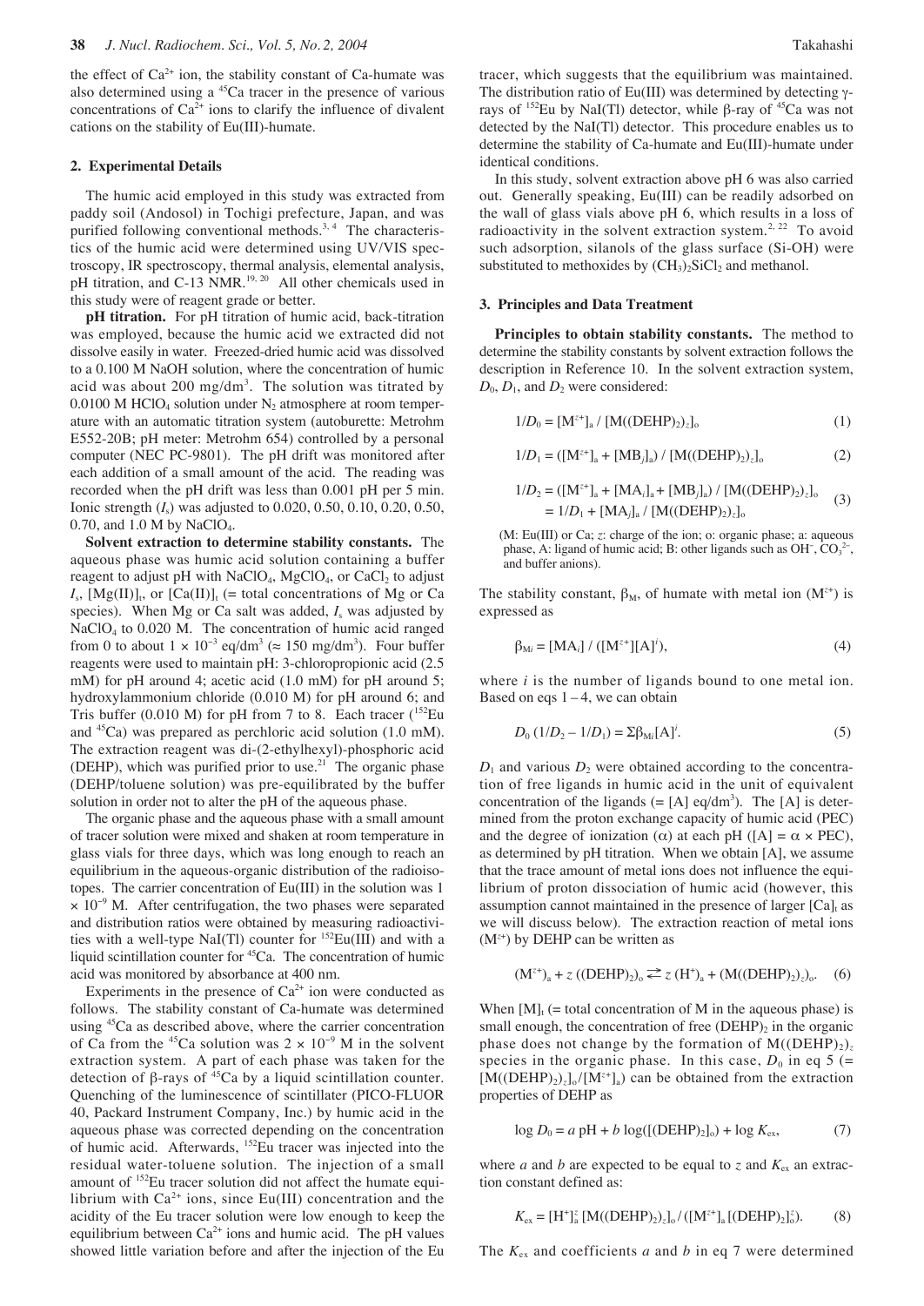the effect of $Ca^{2+}$ ion, the stability constant of Ca-humate was also determined using a $^{45}Ca$ tracer in the presence of various concentrations of $Ca^{2+}$ ions to clarify the influence of divalent cations on the stability of Eu(III)-humate.

## 2. Experimental Details

The humic acid employed in this study was extracted from paddy soil (Andosol) in Tochigi prefecture, Japan, and was purified following conventional methods.[3, 4] The characteristics of the humic acid were determined using UV/VIS spectroscopy, IR spectroscopy, thermal analysis, elemental analysis, pH titration, and C-13 NMR.[19, 20] All other chemicals used in this study were of reagent grade or better.

**pH titration.** For pH titration of humic acid, back-titration was employed, because the humic acid we extracted did not dissolve easily in water. Freezed-dried humic acid was dissolved to a 0.100 M NaOH solution, where the concentration of humic acid was about 200 mg/dm$^3$. The solution was titrated by 0.0100 M $HClO_4$ solution under $N_2$ atmosphere at room temperature with an automatic titration system (autoburette: Metrohm E552-20B; pH meter: Metrohm 654) controlled by a personal computer (NEC PC-9801). The pH drift was monitored after each addition of a small amount of the acid. The reading was recorded when the pH drift was less than 0.001 pH per 5 min. Ionic strength ($I_s$) was adjusted to 0.020, 0.50, 0.10, 0.20, 0.50, 0.70, and 1.0 M by $NaClO_4$.

**Solvent extraction to determine stability constants.** The aqueous phase was humic acid solution containing a buffer reagent to adjust pH with $NaClO_4$, $MgClO_4$, or $CaCl_2$ to adjust $I_s$, $[Mg(II)]_t$, or $[Ca(II)]_t$ (= total concentrations of Mg or Ca species). When Mg or Ca salt was added, $I_s$ was adjusted by $NaClO_4$ to 0.020 M. The concentration of humic acid ranged from 0 to about $1 \times 10^{-3}$ eq/dm$^3$ (≈ 150 mg/dm$^3$). Four buffer reagents were used to maintain pH: 3-chloropropionic acid (2.5 mM) for pH around 4; acetic acid (1.0 mM) for pH around 5; hydroxylammonium chloride (0.010 M) for pH around 6; and Tris buffer (0.010 M) for pH from 7 to 8. Each tracer ($^{152}Eu$ and $^{45}Ca$) was prepared as perchloric acid solution (1.0 mM). The extraction reagent was di-(2-ethylhexyl)-phosphoric acid (DEHP), which was purified prior to use.[21] The organic phase (DEHP/toluene solution) was pre-equilibrated by the buffer solution in order not to alter the pH of the aqueous phase.

The organic phase and the aqueous phase with a small amount of tracer solution were mixed and shaken at room temperature in glass vials for three days, which was long enough to reach an equilibrium in the aqueous-organic distribution of the radioisotopes. The carrier concentration of Eu(III) in the solution was $1 \times 10^{-9}$ M. After centrifugation, the two phases were separated and distribution ratios were obtained by measuring radioactivities with a well-type NaI(Tl) counter for $^{152}$Eu(III) and with a liquid scintillation counter for $^{45}Ca$. The concentration of humic acid was monitored by absorbance at 400 nm.

Experiments in the presence of $Ca^{2+}$ ion were conducted as follows. The stability constant of Ca-humate was determined using $^{45}Ca$ as described above, where the carrier concentration of Ca from the $^{45}Ca$ solution was $2 \times 10^{-9}$ M in the solvent extraction system. A part of each phase was taken for the detection of β-rays of $^{45}Ca$ by a liquid scintillation counter. Quenching of the luminescence of scintillator (PICO-FLUOR 40, Packard Instrument Company, Inc.) by humic acid in the aqueous phase was corrected depending on the concentration of humic acid. Afterwards, $^{152}Eu$ tracer was injected into the residual water-toluene solution. The injection of a small amount of $^{152}Eu$ tracer solution did not affect the humate equilibrium with $Ca^{2+}$ ions, since Eu(III) concentration and the acidity of the Eu tracer solution were low enough to keep the equilibrium between $Ca^{2+}$ ions and humic acid. The pH values showed little variation before and after the injection of the Eu tracer, which suggests that the equilibrium was maintained. The distribution ratio of Eu(III) was determined by detecting γ-rays of $^{152}Eu$ by NaI(Tl) detector, while β-ray of $^{45}Ca$ was not detected by the NaI(Tl) detector. This procedure enables us to determine the stability of Ca-humate and Eu(III)-humate under identical conditions.

In this study, solvent extraction above pH 6 was also carried out. Generally speaking, Eu(III) can be readily adsorbed on the wall of glass vials above pH 6, which results in a loss of radioactivity in the solvent extraction system.[2, 22] To avoid such adsorption, silanols of the glass surface (Si-OH) were substituted to methoxides by $(CH_3)_2SiCl_2$ and methanol.

## 3. Principles and Data Treatment

**Principles to obtain stability constants.** The method to determine the stability constants by solvent extraction follows the description in Reference 10. In the solvent extraction system, $D_0$, $D_1$, and $D_2$ were considered:

$$1/D_0 = [M^{z+}]_a / [M((DEHP)_2)_z]_o \quad (1)$$

$$1/D_1 = ([M^{z+}]_a + [MB_j]_a) / [M((DEHP)_2)_z]_o \quad (2)$$

$$1/D_2 = ([M^{z+}]_a + [MA_i]_a + [MB_j]_a) / [M((DEHP)_2)_z]_o = 1/D_1 + [MA_j]_a / [M((DEHP)_2)_z]_o \quad (3)$$

(M: Eu(III) or Ca; $z$: charge of the ion; o: organic phase; a: aqueous phase, A: ligand of humic acid; B: other ligands such as $OH^-$, $CO_3^{2-}$, and buffer anions).

The stability constant, $\beta_M$, of humate with metal ion ($M^{z+}$) is expressed as

$$\beta_{Mi} = [MA_i] / ([M^{z+}][A]^i), \quad (4)$$

where $i$ is the number of ligands bound to one metal ion. Based on eqs 1 – 4, we can obtain

$$D_0 (1/D_2 - 1/D_1) = \Sigma\beta_{Mi}[A]^i. \quad (5)$$

$D_1$ and various $D_2$ were obtained according to the concentration of free ligands in humic acid in the unit of equivalent concentration of the ligands (= [A] eq/dm$^3$). The [A] is determined from the proton exchange capacity of humic acid (PEC) and the degree of ionization (α) at each pH ([A] = α × PEC), as determined by pH titration. When we obtain [A], we assume that the trace amount of metal ions does not influence the equilibrium of proton dissociation of humic acid (however, this assumption cannot maintained in the presence of larger $[Ca]_t$ as we will discuss below). The extraction reaction of metal ions ($M^{z+}$) by DEHP can be written as

$$(M^{z+})_a + z\,((DEHP)_2)_o \rightleftarrows z\,(H^+)_a + (M((DEHP)_2)_z)_o. \quad (6)$$

When $[M]_t$ (= total concentration of M in the aqueous phase) is small enough, the concentration of free $(DEHP)_2$ in the organic phase does not change by the formation of $M((DEHP)_2)_z$ species in the organic phase. In this case, $D_0$ in eq 5 (= $[M((DEHP)_2)_z]_o/[M^{z+}]_a$) can be obtained from the extraction properties of DEHP as

$$\log D_0 = a\,\text{pH} + b\,\log([(DEHP)_2]_o) + \log K_{ex}, \quad (7)$$

where $a$ and $b$ are expected to be equal to $z$ and $K_{ex}$ an extraction constant defined as:

$$K_{ex} = [H^+]_a^z\,[M((DEHP)_2)_z]_o / ([M^{z+}]_a\,[(DEHP)_2]_o^z). \quad (8)$$

The $K_{ex}$ and coefficients $a$ and $b$ in eq 7 were determined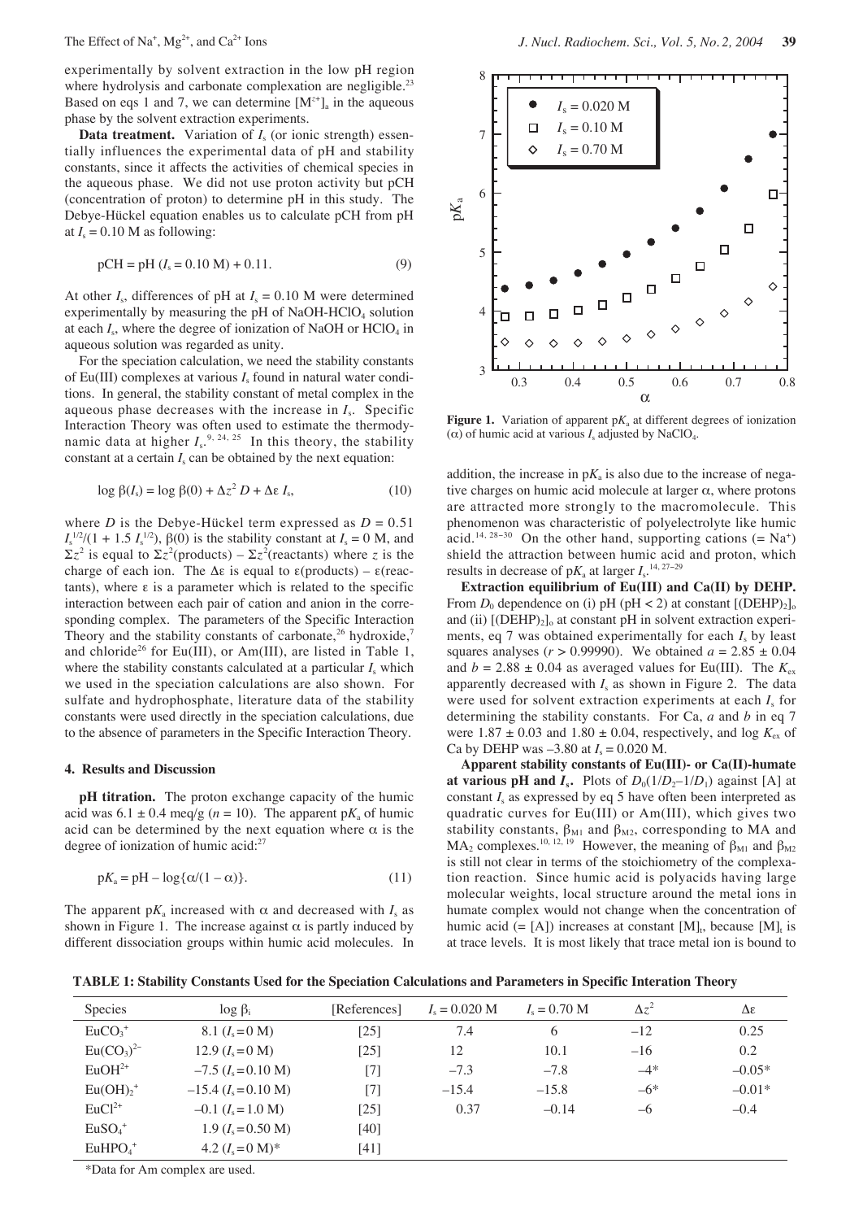experimentally by solvent extraction in the low pH region where hydrolysis and carbonate complexation are negligible.[23] Based on eqs 1 and 7, we can determine $[M^{z+}]_a$ in the aqueous phase by the solvent extraction experiments.

**Data treatment.** Variation of $I_s$ (or ionic strength) essentially influences the experimental data of pH and stability constants, since it affects the activities of chemical species in the aqueous phase. We did not use proton activity but pCH (concentration of proton) to determine pH in this study. The Debye-Hückel equation enables us to calculate pCH from pH at $I_s$ = 0.10 M as following:

$$\text{pCH} = \text{pH } (I_s = 0.10 \text{ M}) + 0.11. \quad (9)$$

At other $I_s$, differences of pH at $I_s$ = 0.10 M were determined experimentally by measuring the pH of NaOH-$HClO_4$ solution at each $I_s$, where the degree of ionization of NaOH or $HClO_4$ in aqueous solution was regarded as unity.

For the speciation calculation, we need the stability constants of Eu(III) complexes at various $I_s$ found in natural water conditions. In general, the stability constant of metal complex in the aqueous phase decreases with the increase in $I_s$. Specific Interaction Theory was often used to estimate the thermodynamic data at higher $I_s$.[9, 24, 25] In this theory, the stability constant at a certain $I_s$ can be obtained by the next equation:

$$\log \beta(I_s) = \log \beta(0) + \Delta z^2 D + \Delta\varepsilon\, I_s, \quad (10)$$

where $D$ is the Debye-Hückel term expressed as $D = 0.51\, I_s^{1/2}/(1 + 1.5\, I_s^{1/2})$, $\beta(0)$ is the stability constant at $I_s$ = 0 M, and $\Sigma z^2$ is equal to $\Sigma z^2$(products) – $\Sigma z^2$(reactants) where $z$ is the charge of each ion. The $\Delta\varepsilon$ is equal to $\varepsilon$(products) – $\varepsilon$(reactants), where $\varepsilon$ is a parameter which is related to the specific interaction between each pair of cation and anion in the corresponding complex. The parameters of the Specific Interaction Theory and the stability constants of carbonate,[26] hydroxide,[7] and chloride[26] for Eu(III), or Am(III), are listed in Table 1, where the stability constants calculated at a particular $I_s$ which we used in the speciation calculations are also shown. For sulfate and hydrophosphate, literature data of the stability constants were used directly in the speciation calculations, due to the absence of parameters in the Specific Interaction Theory.

## 4. Results and Discussion

**pH titration.** The proton exchange capacity of the humic acid was 6.1 ± 0.4 meq/g ($n$ = 10). The apparent p$K_a$ of humic acid can be determined by the next equation where $\alpha$ is the degree of ionization of humic acid:[27]

$$\text{p}K_a = \text{pH} - \log\{\alpha/(1 - \alpha)\}. \quad (11)$$

The apparent p$K_a$ increased with $\alpha$ and decreased with $I_s$ as shown in Figure 1. The increase against $\alpha$ is partly induced by different dissociation groups within humic acid molecules. In addition, the increase in p$K_a$ is also due to the increase of negative charges on humic acid molecule at larger $\alpha$, where protons are attracted more strongly to the macromolecule. This phenomenon was characteristic of polyelectrolyte like humic acid.[14, 28–30] On the other hand, supporting cations (= $Na^+$) shield the attraction between humic acid and proton, which results in decrease of p$K_a$ at larger $I_s$.[14, 27–29]

**Figure 1.** Variation of apparent p$K_a$ at different degrees of ionization ($\alpha$) of humic acid at various $I_s$ adjusted by $NaClO_4$.

**Extraction equilibrium of Eu(III) and Ca(II) by DEHP.** From $D_0$ dependence on (i) pH (pH < 2) at constant $[(DEHP)_2]_o$ and (ii) $[(DEHP)_2]_o$ at constant pH in solvent extraction experiments, eq 7 was obtained experimentally for each $I_s$ by least squares analyses ($r$ > 0.99990). We obtained $a$ = 2.85 ± 0.04 and $b$ = 2.88 ± 0.04 as averaged values for Eu(III). The $K_{ex}$ apparently decreased with $I_s$ as shown in Figure 2. The data were used for solvent extraction experiments at each $I_s$ for determining the stability constants. For Ca, $a$ and $b$ in eq 7 were 1.87 ± 0.03 and 1.80 ± 0.04, respectively, and log $K_{ex}$ of Ca by DEHP was –3.80 at $I_s$ = 0.020 M.

**Apparent stability constants of Eu(III)- or Ca(II)-humate at various pH and $I_s$.** Plots of $D_0(1/D_2 - 1/D_1)$ against [A] at constant $I_s$ as expressed by eq 5 have often been interpreted as quadratic curves for Eu(III) or Am(III), which gives two stability constants, $\beta_{M1}$ and $\beta_{M2}$, corresponding to MA and $MA_2$ complexes.[10, 12, 19] However, the meaning of $\beta_{M1}$ and $\beta_{M2}$ is still not clear in terms of the stoichiometry of the complexation reaction. Since humic acid is polyacids having large molecular weights, local structure around the metal ions in humate complex would not change when the concentration of humic acid (= [A]) increases at constant $[M]_t$, because $[M]_t$ is at trace levels. It is most likely that trace metal ion is bound to

**TABLE 1: Stability Constants Used for the Speciation Calculations and Parameters in Specific Interation Theory**

| Species | log $\beta_i$ | [References] | $I_s$ = 0.020 M | $I_s$ = 0.70 M | $\Delta z^2$ | $\Delta\varepsilon$ |
|---|---|---|---|---|---|---|
| $EuCO_3^+$ | 8.1 ($I_s$ = 0 M) | [25] | 7.4 | 6 | –12 | 0.25 |
| $Eu(CO_3)_2^{2-}$ | 12.9 ($I_s$ = 0 M) | [25] | 12 | 10.1 | –16 | 0.2 |
| $EuOH^{2+}$ | –7.5 ($I_s$ = 0.10 M) | [7] | –7.3 | –7.8 | –4* | –0.05* |
| $Eu(OH)_2^+$ | –15.4 ($I_s$ = 0.10 M) | [7] | –15.4 | –15.8 | –6* | –0.01* |
| $EuCl^{2+}$ | –0.1 ($I_s$ = 1.0 M) | [25] | 0.37 | –0.14 | –6 | –0.4 |
| $EuSO_4^+$ | 1.9 ($I_s$ = 0.50 M) | [40] | | | | |
| $EuHPO_4^+$ | 4.2 ($I_s$ = 0 M)* | [41] | | | | |

*Data for Am complex are used.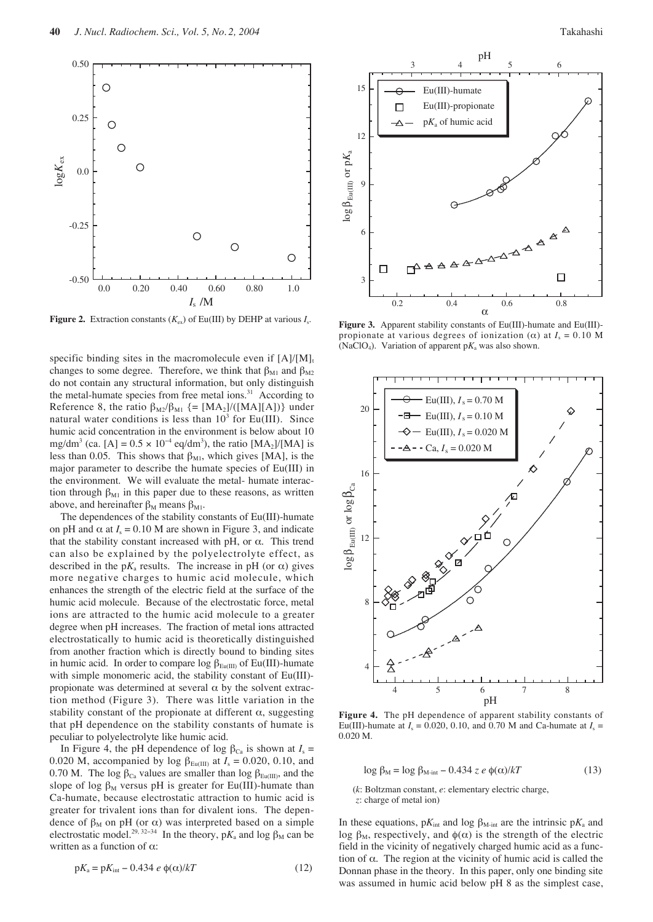**Figure 2.** Extraction constants ($K_{ex}$) of Eu(III) by DEHP at various $I_s$.

specific binding sites in the macromolecule even if $[A]/[M]_t$ changes to some degree. Therefore, we think that $\beta_{M1}$ and $\beta_{M2}$ do not contain any structural information, but only distinguish the metal-humate species from free metal ions.[31] According to Reference 8, the ratio $\beta_{M2}/\beta_{M1}$ {= $[MA_2]/([MA][A])$} under natural water conditions is less than $10^3$ for Eu(III). Since humic acid concentration in the environment is below about 10 mg/dm$^3$ (ca. $[A] = 0.5 \times 10^{-4}$ eq/dm$^3$), the ratio $[MA_2]/[MA]$ is less than 0.05. This shows that $\beta_{M1}$, which gives [MA], is the major parameter to describe the humate species of Eu(III) in the environment. We will evaluate the metal- humate interaction through $\beta_{M1}$ in this paper due to these reasons, as written above, and hereinafter $\beta_M$ means $\beta_{M1}$.

The dependences of the stability constants of Eu(III)-humate on pH and $\alpha$ at $I_s = 0.10$ M are shown in Figure 3, and indicate that the stability constant increased with pH, or $\alpha$. This trend can also be explained by the polyelectrolyte effect, as described in the p$K_a$ results. The increase in pH (or $\alpha$) gives more negative charges to humic acid molecule, which enhances the strength of the electric field at the surface of the humic acid molecule. Because of the electrostatic force, metal ions are attracted to the humic acid molecule to a greater degree when pH increases. The fraction of metal ions attracted electrostatically to humic acid is theoretically distinguished from another fraction which is directly bound to binding sites in humic acid. In order to compare log $\beta_{Eu(III)}$ of Eu(III)-humate with simple monomeric acid, the stability constant of Eu(III)-propionate was determined at several $\alpha$ by the solvent extraction method (Figure 3). There was little variation in the stability constant of the propionate at different $\alpha$, suggesting that pH dependence on the stability constants of humate is peculiar to polyelectrolyte like humic acid.

In Figure 4, the pH dependence of log $\beta_{Ca}$ is shown at $I_s$ = 0.020 M, accompanied by log $\beta_{Eu(III)}$ at $I_s$ = 0.020, 0.10, and 0.70 M. The log $\beta_{Ca}$ values are smaller than log $\beta_{Eu(III)}$, and the slope of log $\beta_M$ versus pH is greater for Eu(III)-humate than Ca-humate, because electrostatic attraction to humic acid is greater for trivalent ions than for divalent ions. The dependence of $\beta_M$ on pH (or $\alpha$) was interpreted based on a simple electrostatic model.[29, 32–34] In the theory, p$K_a$ and log $\beta_M$ can be written as a function of $\alpha$:

$$\mathrm{p}K_a = \mathrm{p}K_{int} - 0.434\, e\, \phi(\alpha)/kT \tag{12}$$

**Figure 3.** Apparent stability constants of Eu(III)-humate and Eu(III)-propionate at various degrees of ionization ($\alpha$) at $I_s$ = 0.10 M ($NaClO_4$). Variation of apparent p$K_a$ was also shown.

**Figure 4.** The pH dependence of apparent stability constants of Eu(III)-humate at $I_s$ = 0.020, 0.10, and 0.70 M and Ca-humate at $I_s$ = 0.020 M.

$$\log \beta_M = \log \beta_{M\text{-}int} - 0.434\, z\, e\, \phi(\alpha)/kT \tag{13}$$

($k$: Boltzman constant, $e$: elementary electric charge, $z$: charge of metal ion)

In these equations, p$K_{int}$ and log $\beta_{M\text{-}int}$ are the intrinsic p$K_a$ and log $\beta_M$, respectively, and $\phi(\alpha)$ is the strength of the electric field in the vicinity of negatively charged humic acid as a function of $\alpha$. The region at the vicinity of humic acid is called the Donnan phase in the theory. In this paper, only one binding site was assumed in humic acid below pH 8 as the simplest case,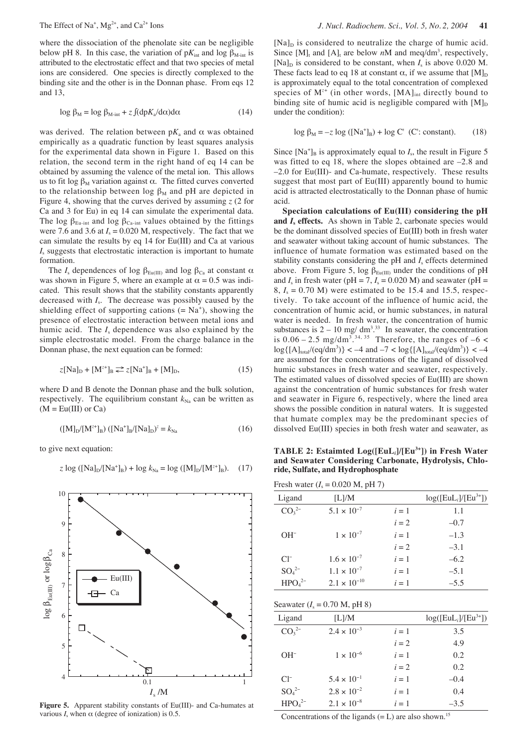where the dissociation of the phenolate site can be negligible below pH 8. In this case, the variation of $pK_{int}$ and $\log \beta_{M\text{-}int}$ is attributed to the electrostatic effect and that two species of metal ions are considered. One species is directly complexed to the binding site and the other is in the Donnan phase. From eqs 12 and 13,

$$\log \beta_M = \log \beta_{M\text{-}int} + z\int(dpK_a/d\alpha)d\alpha \quad (14)$$

was derived. The relation between $pK_a$ and $\alpha$ was obtained empirically as a quadratic function by least squares analysis for the experimental data shown in Figure 1. Based on this relation, the second term in the right hand of eq 14 can be obtained by assuming the valence of the metal ion. This allows us to fit $\log \beta_M$ variation against $\alpha$. The fitted curves converted to the relationship between $\log \beta_M$ and pH are depicted in Figure 4, showing that the curves derived by assuming $z$ (2 for Ca and 3 for Eu) in eq 14 can simulate the experimental data. The $\log \beta_{Eu\text{-}int}$ and $\log \beta_{Ca\text{-}int}$ values obtained by the fittings were 7.6 and 3.6 at $I_s$ = 0.020 M, respectively. The fact that we can simulate the results by eq 14 for Eu(III) and Ca at various $I_s$ suggests that electrostatic interaction is important to humate formation.

The $I_s$ dependences of $\log \beta_{Eu(III)}$ and $\log \beta_{Ca}$ at constant $\alpha$ was shown in Figure 5, where an example at $\alpha$ = 0.5 was indicated. This result shows that the stability constants apparently decreased with $I_s$. The decrease was possibly caused by the shielding effect of supporting cations (= $Na^+$), showing the presence of electrostatic interaction between metal ions and humic acid. The $I_s$ dependence was also explained by the simple electrostatic model. From the charge balance in the Donnan phase, the next equation can be formed:

$$z[Na]_D + [M^{z+}]_B \rightleftarrows z[Na^+]_B + [M]_D, \quad (15)$$

where D and B denote the Donnan phase and the bulk solution, respectively. The equilibrium constant $k_{Na}$ can be written as (M = Eu(III) or Ca)

$$([M]_D/[M^{z+}]_B)\,([Na^+]_B/[Na]_D)^z = k_{Na} \quad (16)$$

to give next equation:

$$z \log([Na]_D/[Na^+]_B) + \log k_{Na} = \log([M]_D/[M^{z+}]_B). \quad (17)$$

**Figure 5.** Apparent stability constants of Eu(III)- and Ca-humates at various $I_s$ when $\alpha$ (degree of ionization) is 0.5.

$[Na]_D$ is considered to neutralize the charge of humic acid. Since $[M]_t$ and $[A]_t$ are below $n$M and meq/dm$^3$, respectively, $[Na]_D$ is considered to be constant, when $I_s$ is above 0.020 M. These facts lead to eq 18 at constant $\alpha$, if we assume that $[M]_D$ is approximately equal to the total concentration of complexed species of $M^{z+}$ (in other words, $[MA]_{int}$ directly bound to binding site of humic acid is negligible compared with $[M]_D$ under the condition):

$$\log \beta_M = -z \log([Na^+]_B) + \log C' \quad \text{(C': constant)}. \quad (18)$$

Since $[Na^+]_B$ is approximately equal to $I_s$, the result in Figure 5 was fitted to eq 18, where the slopes obtained are –2.8 and –2.0 for Eu(III)- and Ca-humate, respectively. These results suggest that most part of Eu(III) apparently bound to humic acid is attracted electrostatically to the Donnan phase of humic acid.

**Speciation calculations of Eu(III) considering the pH and $I_s$ effects.** As shown in Table 2, carbonate species would be the dominant dissolved species of Eu(III) both in fresh water and seawater without taking account of humic substances. The influence of humate formation was estimated based on the stability constants considering the pH and $I_s$ effects determined above. From Figure 5, $\log \beta_{Eu(III)}$ under the conditions of pH and $I_s$ in fresh water (pH = 7, $I_s$ = 0.020 M) and seawater (pH = 8, $I_s$ = 0.70 M) were estimated to be 15.4 and 15.5, respectively. To take account of the influence of humic acid, the concentration of humic acid, or humic substances, in natural water is needed. In fresh water, the concentration of humic substances is 2 – 10 mg/ dm$^3$.[33] In seawater, the concentration is 0.06 – 2.5 mg/dm$^3$.[34, 35] Therefore, the ranges of $-6 < \log\{[A]_{total}/(eq/dm^3)\} < -4$ and $-7 < \log\{[A]_{total}/(eq/dm^3)\} < -4$ are assumed for the concentrations of the ligand of dissolved humic substances in fresh water and seawater, respectively. The estimated values of dissolved species of Eu(III) are shown against the concentration of humic substances for fresh water and seawater in Figure 6, respectively, where the lined area shows the possible condition in natural waters. It is suggested that humate complex may be the predominant species of dissolved Eu(III) species in both fresh water and seawater, as

**TABLE 2: Estaimted $\log([EuL_i]/[Eu^{3+}])$ in Fresh Water and Seawater Considering Carbonate, Hydrolysis, Chloride, Sulfate, and Hydrophosphate**

Fresh water ($I_s$ = 0.020 M, pH 7)

| Ligand | [L]/M | | $\log([EuL_i]/[Eu^{3+}])$ |
|---|---|---|---|
| $CO_3^{2-}$ | $5.1 \times 10^{-7}$ | $i = 1$ | 1.1 |
| | | $i = 2$ | –0.7 |
| $OH^-$ | $1 \times 10^{-7}$ | $i = 1$ | –1.3 |
| | | $i = 2$ | –3.1 |
| $Cl^-$ | $1.6 \times 10^{-7}$ | $i = 1$ | –6.2 |
| $SO_4^{2-}$ | $1.1 \times 10^{-7}$ | $i = 1$ | –5.1 |
| $HPO_4^{2-}$ | $2.1 \times 10^{-10}$ | $i = 1$ | –5.5 |

Seawater ($I_s$ = 0.70 M, pH 8)

| Ligand | [L]/M | | $\log([EuL_i]/[Eu^{3+}])$ |
|---|---|---|---|
| $CO_3^{2-}$ | $2.4 \times 10^{-3}$ | $i = 1$ | 3.5 |
| | | $i = 2$ | 4.9 |
| $OH^-$ | $1 \times 10^{-6}$ | $i = 1$ | 0.2 |
| | | $i = 2$ | 0.2 |
| $Cl^-$ | $5.4 \times 10^{-1}$ | $i = 1$ | –0.4 |
| $SO_4^{2-}$ | $2.8 \times 10^{-2}$ | $i = 1$ | 0.4 |
| $HPO_4^{2-}$ | $2.1 \times 10^{-8}$ | $i = 1$ | –3.5 |

Concentrations of the ligands (= L) are also shown.[15]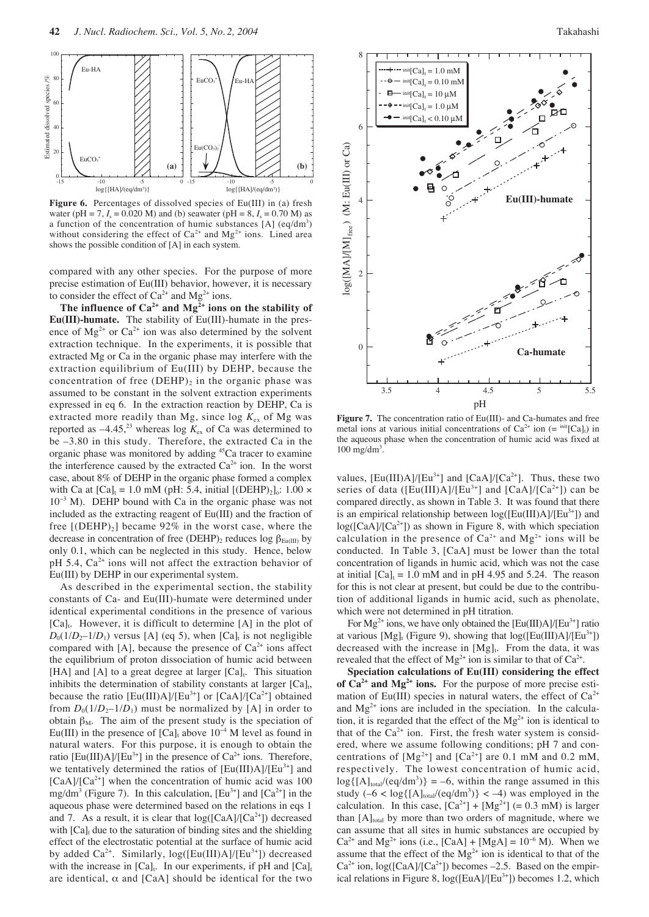**Figure 6.** Percentages of dissolved species of Eu(III) in (a) fresh water (pH = 7, $I_s$ = 0.020 M) and (b) seawater (pH = 8, $I_s$ = 0.70 M) as a function of the concentration of humic substances [A] (eq/dm$^3$) without considering the effect of $Ca^{2+}$ and $Mg^{2+}$ ions. Lined area shows the possible condition of [A] in each system.

compared with any other species. For the purpose of more precise estimation of Eu(III) behavior, however, it is necessary to consider the effect of $Ca^{2+}$ and $Mg^{2+}$ ions.

**The influence of $Ca^{2+}$ and $Mg^{2+}$ ions on the stability of Eu(III)-humate.** The stability of Eu(III)-humate in the presence of $Mg^{2+}$ or $Ca^{2+}$ ion was also determined by the solvent extraction technique. In the experiments, it is possible that extracted Mg or Ca in the organic phase may interfere with the extraction equilibrium of Eu(III) by DEHP, because the concentration of free $(DEHP)_2$ in the organic phase was assumed to be constant in the solvent extraction experiments expressed in eq 6. In the extraction reaction by DEHP, Ca is extracted more readily than Mg, since log $K_{ex}$ of Mg was reported as –4.45,[23] whereas log $K_{ex}$ of Ca was determined to be –3.80 in this study. Therefore, the extracted Ca in the organic phase was monitored by adding $^{45}$Ca tracer to examine the interference caused by the extracted $Ca^{2+}$ ion. In the worst case, about 8% of DEHP in the organic phase formed a complex with Ca at $[Ca]_t$ = 1.0 mM (pH: 5.4, initial $[(DEHP)_2]_o$: 1.00 × $10^{-3}$ M). DEHP bound with Ca in the organic phase was not included as the extracting reagent of Eu(III) and the fraction of free $[(DEHP)_2]$ became 92% in the worst case, where the decrease in concentration of free $(DEHP)_2$ reduces log $\beta_{Eu(III)}$ by only 0.1, which can be neglected in this study. Hence, below pH 5.4, $Ca^{2+}$ ions will not affect the extraction behavior of Eu(III) by DEHP in our experimental system.

As described in the experimental section, the stability constants of Ca- and Eu(III)-humate were determined under identical experimental conditions in the presence of various $[Ca]_t$. However, it is difficult to determine [A] in the plot of $D_0(1/D_2–1/D_1)$ versus [A] (eq 5), when $[Ca]_t$ is not negligible compared with [A], because the presence of $Ca^{2+}$ ions affect the equilibrium of proton dissociation of humic acid between [HA] and [A] to a great degree at larger $[Ca]_t$. This situation inhibits the determination of stability constants at larger $[Ca]_t$, because the ratio $[Eu(III)A]/[Eu^{3+}]$ or $[CaA]/[Ca^{2+}]$ obtained from $D_0(1/D_2–1/D_1)$ must be normalized by [A] in order to obtain $\beta_M$. The aim of the present study is the speciation of Eu(III) in the presence of $[Ca]_t$ above $10^{-4}$ M level as found in natural waters. For this purpose, it is enough to obtain the ratio $[Eu(III)A]/[Eu^{3+}]$ in the presence of $Ca^{2+}$ ions. Therefore, we tentatively determined the ratios of $[Eu(III)A]/[Eu^{3+}]$ and $[CaA]/[Ca^{2+}]$ when the concentration of humic acid was 100 mg/dm$^3$ (Figure 7). In this calculation, $[Eu^{3+}]$ and $[Ca^{2+}]$ in the aqueous phase were determined based on the relations in eqs 1 and 7. As a result, it is clear that $\log([CaA]/[Ca^{2+}])$ decreased with $[Ca]_t$ due to the saturation of binding sites and the shielding effect of the electrostatic potential at the surface of humic acid by added $Ca^{2+}$. Similarly, $\log([Eu(III)A]/[Eu^{3+}])$ decreased with the increase in $[Ca]_t$. In our experiments, if pH and $[Ca]_t$ are identical, $\alpha$ and [CaA] should be identical for the two values, $[Eu(III)A]/[Eu^{3+}]$ and $[CaA]/[Ca^{2+}]$. Thus, these two series of data ($[Eu(III)A]/[Eu^{3+}]$ and $[CaA]/[Ca^{2+}]$) can be compared directly, as shown in Table 3. It was found that there is an empirical relationship between $\log([Eu(III)A]/[Eu^{3+}])$ and $\log([CaA]/[Ca^{2+}])$ as shown in Figure 8, with which speciation calculation in the presence of $Ca^{2+}$ and $Mg^{2+}$ ions will be conducted. In Table 3, [CaA] must be lower than the total concentration of ligands in humic acid, which was not the case at initial $[Ca]_t$ = 1.0 mM and in pH 4.95 and 5.24. The reason for this is not clear at present, but could be due to the contribution of additional ligands in humic acid, such as phenolate, which were not determined in pH titration.

**Figure 7.** The concentration ratio of Eu(III)- and Ca-humates and free metal ions at various initial concentrations of $Ca^{2+}$ ion (= $^{init}[Ca]_t$) in the aqueous phase when the concentration of humic acid was fixed at 100 mg/dm$^3$.

For $Mg^{2+}$ ions, we have only obtained the $[Eu(III)A]/[Eu^{3+}]$ ratio at various $[Mg]_t$ (Figure 9), showing that $\log([Eu(III)A]/[Eu^{3+}])$ decreased with the increase in $[Mg]_t$. From the data, it was revealed that the effect of $Mg^{2+}$ ion is similar to that of $Ca^{2+}$.

**Speciation calculations of Eu(III) considering the effect of $Ca^{2+}$ and $Mg^{2+}$ ions.** For the purpose of more precise estimation of Eu(III) species in natural waters, the effect of $Ca^{2+}$ and $Mg^{2+}$ ions are included in the speciation. In the calculation, it is regarded that the effect of the $Mg^{2+}$ ion is identical to that of the $Ca^{2+}$ ion. First, the fresh water system is considered, where we assume following conditions; pH 7 and concentrations of $[Mg^{2+}]$ and $[Ca^{2+}]$ are 0.1 mM and 0.2 mM, respectively. The lowest concentration of humic acid, $\log\{[A]_{total}/(eq/dm^3)\}$ = –6, within the range assumed in this study ($-6 < \log\{[A]_{total}/(eq/dm^3)\} < -4$) was employed in the calculation. In this case, $[Ca^{2+}] + [Mg^{2+}]$ (= 0.3 mM) is larger than $[A]_{total}$ by more than two orders of magnitude, where we can assume that all sites in humic substances are occupied by $Ca^{2+}$ and $Mg^{2+}$ ions (i.e., [CaA] + [MgA] = $10^{-6}$ M). When we assume that the effect of the $Mg^{2+}$ ion is identical to that of the $Ca^{2+}$ ion, $\log([CaA]/[Ca^{2+}])$ becomes –2.5. Based on the empirical relations in Figure 8, $\log([EuA]/[Eu^{3+}])$ becomes 1.2, which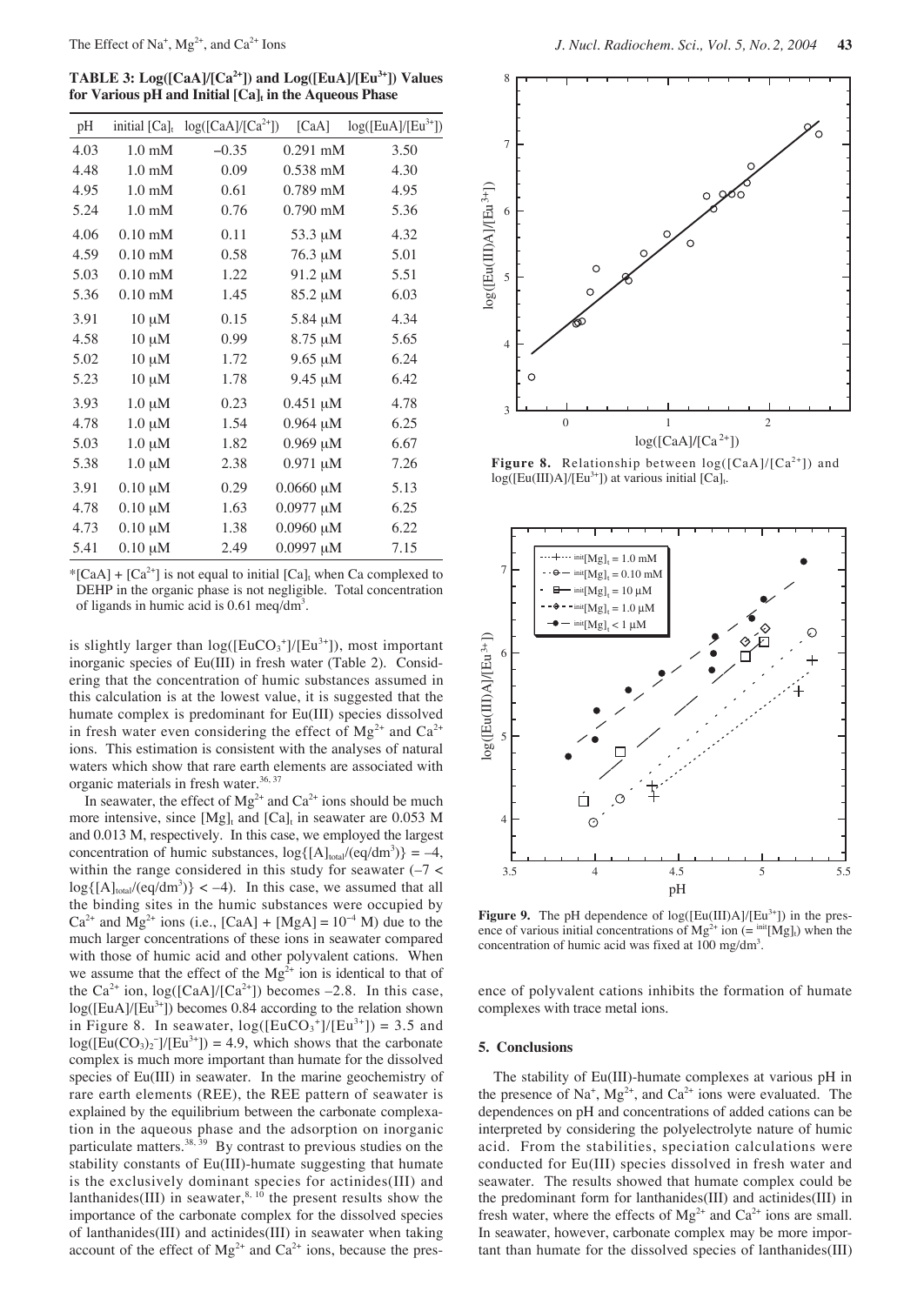**TABLE 3: Log([CaA]/[$Ca^{2+}$]) and Log([EuA]/[$Eu^{3+}$]) Values for Various pH and Initial $[Ca]_t$ in the Aqueous Phase**

| pH | initial $[Ca]_t$ | log([CaA]/[$Ca^{2+}$]) | [CaA] | log([EuA]/[$Eu^{3+}$]) |
|---|---|---|---|---|
| 4.03 | 1.0 mM | −0.35 | 0.291 mM | 3.50 |
| 4.48 | 1.0 mM | 0.09 | 0.538 mM | 4.30 |
| 4.95 | 1.0 mM | 0.61 | 0.789 mM | 4.95 |
| 5.24 | 1.0 mM | 0.76 | 0.790 mM | 5.36 |
| 4.06 | 0.10 mM | 0.11 | 53.3 μM | 4.32 |
| 4.59 | 0.10 mM | 0.58 | 76.3 μM | 5.01 |
| 5.03 | 0.10 mM | 1.22 | 91.2 μM | 5.51 |
| 5.36 | 0.10 mM | 1.45 | 85.2 μM | 6.03 |
| 3.91 | 10 μM | 0.15 | 5.84 μM | 4.34 |
| 4.58 | 10 μM | 0.99 | 8.75 μM | 5.65 |
| 5.02 | 10 μM | 1.72 | 9.65 μM | 6.24 |
| 5.23 | 10 μM | 1.78 | 9.45 μM | 6.42 |
| 3.93 | 1.0 μM | 0.23 | 0.451 μM | 4.78 |
| 4.78 | 1.0 μM | 1.54 | 0.964 μM | 6.25 |
| 5.03 | 1.0 μM | 1.82 | 0.969 μM | 6.67 |
| 5.38 | 1.0 μM | 2.38 | 0.971 μM | 7.26 |
| 3.91 | 0.10 μM | 0.29 | 0.0660 μM | 5.13 |
| 4.78 | 0.10 μM | 1.63 | 0.0977 μM | 6.25 |
| 4.73 | 0.10 μM | 1.38 | 0.0960 μM | 6.22 |
| 5.41 | 0.10 μM | 2.49 | 0.0997 μM | 7.15 |

*[CaA] + [$Ca^{2+}$] is not equal to initial $[Ca]_t$ when Ca complexed to DEHP in the organic phase is not negligible. Total concentration of ligands in humic acid is 0.61 meq/$dm^3$.

is slightly larger than log([$EuCO_3^+$]/[$Eu^{3+}$]), most important inorganic species of Eu(III) in fresh water (Table 2). Considering that the concentration of humic substances assumed in this calculation is at the lowest value, it is suggested that the humate complex is predominant for Eu(III) species dissolved in fresh water even considering the effect of $Mg^{2+}$ and $Ca^{2+}$ ions. This estimation is consistent with the analyses of natural waters which show that rare earth elements are associated with organic materials in fresh water.[36, 37]

In seawater, the effect of $Mg^{2+}$ and $Ca^{2+}$ ions should be much more intensive, since $[Mg]_t$ and $[Ca]_t$ in seawater are 0.053 M and 0.013 M, respectively. In this case, we employed the largest concentration of humic substances, $\log\{[A]_{total}/(eq/dm^3)\} = -4$, within the range considered in this study for seawater ($-7 < \log\{[A]_{total}/(eq/dm^3)\} < -4$). In this case, we assumed that all the binding sites in the humic substances were occupied by $Ca^{2+}$ and $Mg^{2+}$ ions (i.e., [CaA] + [MgA] = $10^{-4}$ M) due to the much larger concentrations of these ions in seawater compared with those of humic acid and other polyvalent cations. When we assume that the effect of the $Mg^{2+}$ ion is identical to that of the $Ca^{2+}$ ion, log([CaA]/[$Ca^{2+}$]) becomes −2.8. In this case, log([EuA]/[$Eu^{3+}$]) becomes 0.84 according to the relation shown in Figure 8. In seawater, log([$EuCO_3^+$]/[$Eu^{3+}$]) = 3.5 and log([$Eu(CO_3)_2^-$]/[$Eu^{3+}$]) = 4.9, which shows that the carbonate complex is much more important than humate for the dissolved species of Eu(III) in seawater. In the marine geochemistry of rare earth elements (REE), the REE pattern of seawater is explained by the equilibrium between the carbonate complexation in the aqueous phase and the adsorption on inorganic particulate matters.[38, 39] By contrast to previous studies on the stability constants of Eu(III)-humate suggesting that humate is the exclusively dominant species for actinides(III) and lanthanides(III) in seawater,[8, 10] the present results show the importance of the carbonate complex for the dissolved species of lanthanides(III) and actinides(III) in seawater when taking account of the effect of $Mg^{2+}$ and $Ca^{2+}$ ions, because the presence of polyvalent cations inhibits the formation of humate complexes with trace metal ions.

**Figure 8.** Relationship between log([CaA]/[$Ca^{2+}$]) and log([Eu(III)A]/[$Eu^{3+}$]) at various initial $[Ca]_t$.

**Figure 9.** The pH dependence of log([Eu(III)A]/[$Eu^{3+}$]) in the presence of various initial concentrations of $Mg^{2+}$ ion (= $^{init}[Mg]_t$) when the concentration of humic acid was fixed at 100 mg/$dm^3$.

## 5. Conclusions

The stability of Eu(III)-humate complexes at various pH in the presence of $Na^+$, $Mg^{2+}$, and $Ca^{2+}$ ions were evaluated. The dependences on pH and concentrations of added cations can be interpreted by considering the polyelectrolyte nature of humic acid. From the stabilities, speciation calculations were conducted for Eu(III) species dissolved in fresh water and seawater. The results showed that humate complex could be the predominant form for lanthanides(III) and actinides(III) in fresh water, where the effects of $Mg^{2+}$ and $Ca^{2+}$ ions are small. In seawater, however, carbonate complex may be more important than humate for the dissolved species of lanthanides(III)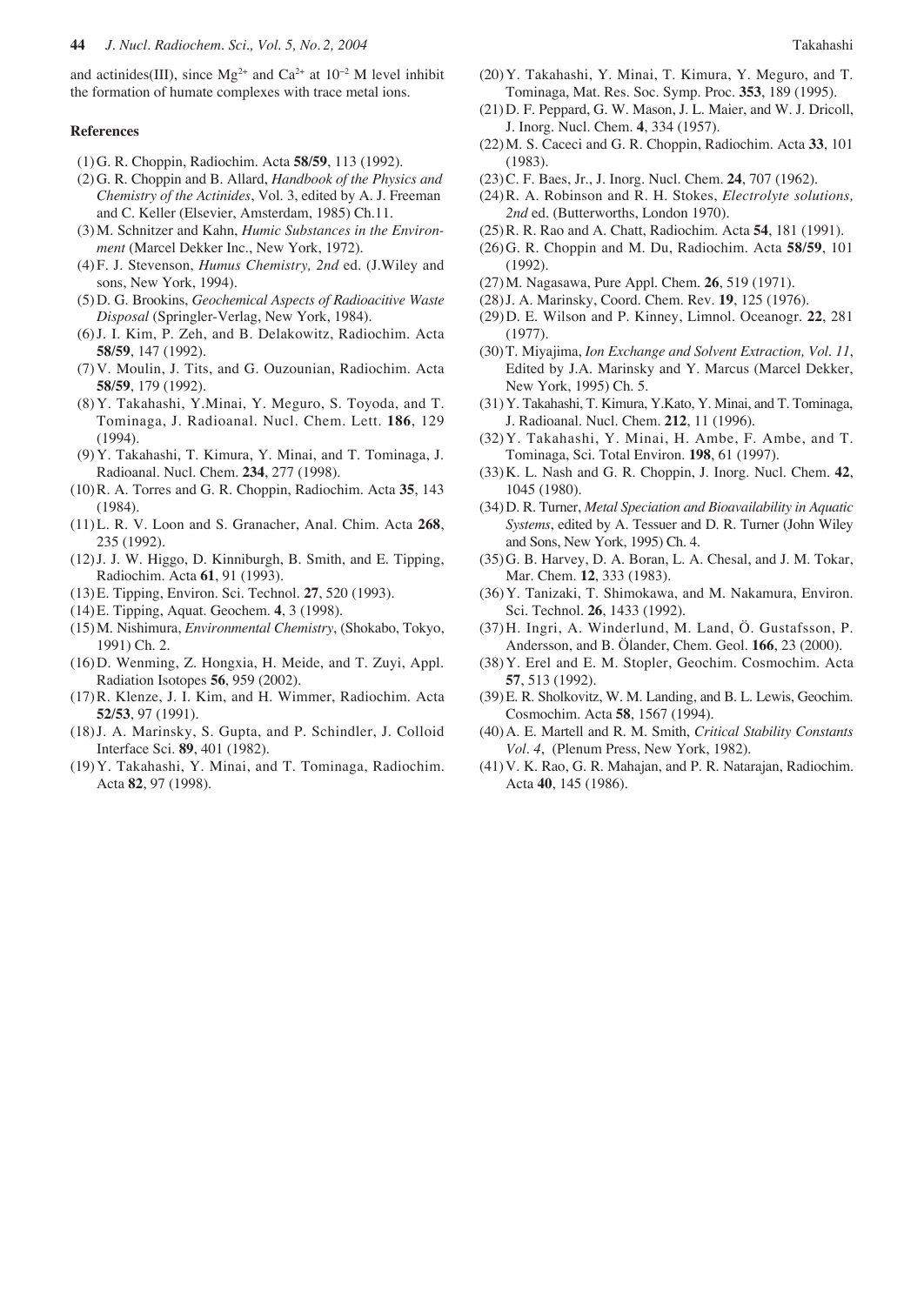and actinides(III), since $Mg^{2+}$ and $Ca^{2+}$ at $10^{-2}$ M level inhibit the formation of humate complexes with trace metal ions.

### References

(1) G. R. Choppin, Radiochim. Acta **58/59**, 113 (1992).

(2) G. R. Choppin and B. Allard, *Handbook of the Physics and Chemistry of the Actinides*, Vol. 3, edited by A. J. Freeman and C. Keller (Elsevier, Amsterdam, 1985) Ch.11.

(3) M. Schnitzer and Kahn, *Humic Substances in the Environment* (Marcel Dekker Inc., New York, 1972).

(4) F. J. Stevenson, *Humus Chemistry, 2nd* ed. (J.Wiley and sons, New York, 1994).

(5) D. G. Brookins, *Geochemical Aspects of Radioacitive Waste Disposal* (Springler-Verlag, New York, 1984).

(6) J. I. Kim, P. Zeh, and B. Delakowitz, Radiochim. Acta **58/59**, 147 (1992).

(7) V. Moulin, J. Tits, and G. Ouzounian, Radiochim. Acta **58/59**, 179 (1992).

(8) Y. Takahashi, Y.Minai, Y. Meguro, S. Toyoda, and T. Tominaga, J. Radioanal. Nucl. Chem. Lett. **186**, 129 (1994).

(9) Y. Takahashi, T. Kimura, Y. Minai, and T. Tominaga, J. Radioanal. Nucl. Chem. **234**, 277 (1998).

(10) R. A. Torres and G. R. Choppin, Radiochim. Acta **35**, 143 (1984).

(11) L. R. V. Loon and S. Granacher, Anal. Chim. Acta **268**, 235 (1992).

(12) J. J. W. Higgo, D. Kinniburgh, B. Smith, and E. Tipping, Radiochim. Acta **61**, 91 (1993).

(13) E. Tipping, Environ. Sci. Technol. **27**, 520 (1993).

(14) E. Tipping, Aquat. Geochem. **4**, 3 (1998).

(15) M. Nishimura, *Environmental Chemistry*, (Shokabo, Tokyo, 1991) Ch. 2.

(16) D. Wenming, Z. Hongxia, H. Meide, and T. Zuyi, Appl. Radiation Isotopes **56**, 959 (2002).

(17) R. Klenze, J. I. Kim, and H. Wimmer, Radiochim. Acta **52/53**, 97 (1991).

(18) J. A. Marinsky, S. Gupta, and P. Schindler, J. Colloid Interface Sci. **89**, 401 (1982).

(19) Y. Takahashi, Y. Minai, and T. Tominaga, Radiochim. Acta **82**, 97 (1998).

(20) Y. Takahashi, Y. Minai, T. Kimura, Y. Meguro, and T. Tominaga, Mat. Res. Soc. Symp. Proc. **353**, 189 (1995).

(21) D. F. Peppard, G. W. Mason, J. L. Maier, and W. J. Dricoll, J. Inorg. Nucl. Chem. **4**, 334 (1957).

(22) M. S. Caceci and G. R. Choppin, Radiochim. Acta **33**, 101 (1983).

(23) C. F. Baes, Jr., J. Inorg. Nucl. Chem. **24**, 707 (1962).

(24) R. A. Robinson and R. H. Stokes, *Electrolyte solutions, 2nd* ed. (Butterworths, London 1970).

(25) R. R. Rao and A. Chatt, Radiochim. Acta **54**, 181 (1991).

(26) G. R. Choppin and M. Du, Radiochim. Acta **58/59**, 101 (1992).

(27) M. Nagasawa, Pure Appl. Chem. **26**, 519 (1971).

(28) J. A. Marinsky, Coord. Chem. Rev. **19**, 125 (1976).

(29) D. E. Wilson and P. Kinney, Limnol. Oceanogr. **22**, 281 (1977).

(30) T. Miyajima, *Ion Exchange and Solvent Extraction, Vol. 11*, Edited by J.A. Marinsky and Y. Marcus (Marcel Dekker, New York, 1995) Ch. 5.

(31) Y. Takahashi, T. Kimura, Y.Kato, Y. Minai, and T. Tominaga, J. Radioanal. Nucl. Chem. **212**, 11 (1996).

(32) Y. Takahashi, Y. Minai, H. Ambe, F. Ambe, and T. Tominaga, Sci. Total Environ. **198**, 61 (1997).

(33) K. L. Nash and G. R. Choppin, J. Inorg. Nucl. Chem. **42**, 1045 (1980).

(34) D. R. Turner, *Metal Speciation and Bioavailability in Aquatic Systems*, edited by A. Tessuer and D. R. Turner (John Wiley and Sons, New York, 1995) Ch. 4.

(35) G. B. Harvey, D. A. Boran, L. A. Chesal, and J. M. Tokar, Mar. Chem. **12**, 333 (1983).

(36) Y. Tanizaki, T. Shimokawa, and M. Nakamura, Environ. Sci. Technol. **26**, 1433 (1992).

(37) H. Ingri, A. Winderlund, M. Land, Ö. Gustafsson, P. Andersson, and B. Ölander, Chem. Geol. **166**, 23 (2000).

(38) Y. Erel and E. M. Stopler, Geochim. Cosmochim. Acta **57**, 513 (1992).

(39) E. R. Sholkovitz, W. M. Landing, and B. L. Lewis, Geochim. Cosmochim. Acta **58**, 1567 (1994).

(40) A. E. Martell and R. M. Smith, *Critical Stability Constants Vol. 4*, (Plenum Press, New York, 1982).

(41) V. K. Rao, G. R. Mahajan, and P. R. Natarajan, Radiochim. Acta **40**, 145 (1986).